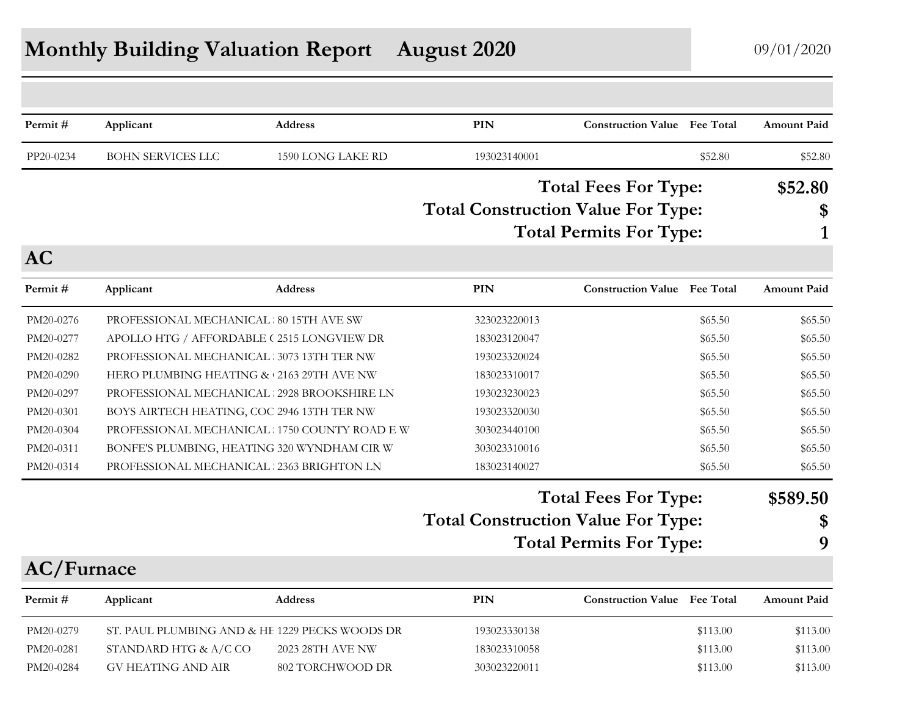# Monthly Building Valuation Report August 2020

09/01/2020

| Permit # | Applicant | Address | PIN | Construction Value | Fee Total | Amount Paid |
|---|---|---|---|---|---|---|
| PP20-0234 | BOHN SERVICES LLC | 1590 LONG LAKE RD | 193023140001 | | $52.80 | $52.80 |

**Total Fees For Type: $52.80**

**Total Construction Value For Type: $**

**Total Permits For Type: 1**

## AC

| Permit # | Applicant | Address | PIN | Construction Value | Fee Total | Amount Paid |
|---|---|---|---|---|---|---|
| PM20-0276 | PROFESSIONAL MECHANICAL | 80 15TH AVE SW | 323023220013 | | $65.50 | $65.50 |
| PM20-0277 | APOLLO HTG / AFFORDABLE ( | 2515 LONGVIEW DR | 183023120047 | | $65.50 | $65.50 |
| PM20-0282 | PROFESSIONAL MECHANICAL | 3073 13TH TER NW | 193023320024 | | $65.50 | $65.50 |
| PM20-0290 | HERO PLUMBING HEATING & | 2163 29TH AVE NW | 183023310017 | | $65.50 | $65.50 |
| PM20-0297 | PROFESSIONAL MECHANICAL | 2928 BROOKSHIRE LN | 193023230023 | | $65.50 | $65.50 |
| PM20-0301 | BOYS AIRTECH HEATING, COC | 2946 13TH TER NW | 193023320030 | | $65.50 | $65.50 |
| PM20-0304 | PROFESSIONAL MECHANICAL | 1750 COUNTY ROAD E W | 303023440100 | | $65.50 | $65.50 |
| PM20-0311 | BONFE'S PLUMBING, HEATING | 320 WYNDHAM CIR W | 303023310016 | | $65.50 | $65.50 |
| PM20-0314 | PROFESSIONAL MECHANICAL | 2363 BRIGHTON LN | 183023140027 | | $65.50 | $65.50 |

**Total Fees For Type: $589.50**

**Total Construction Value For Type: $**

**Total Permits For Type: 9**

## AC/Furnace

| Permit # | Applicant | Address | PIN | Construction Value | Fee Total | Amount Paid |
|---|---|---|---|---|---|---|
| PM20-0279 | ST. PAUL PLUMBING AND & HE | 1229 PECKS WOODS DR | 193023330138 | | $113.00 | $113.00 |
| PM20-0281 | STANDARD HTG & A/C CO | 2023 28TH AVE NW | 183023310058 | | $113.00 | $113.00 |
| PM20-0284 | GV HEATING AND AIR | 802 TORCHWOOD DR | 303023220011 | | $113.00 | $113.00 |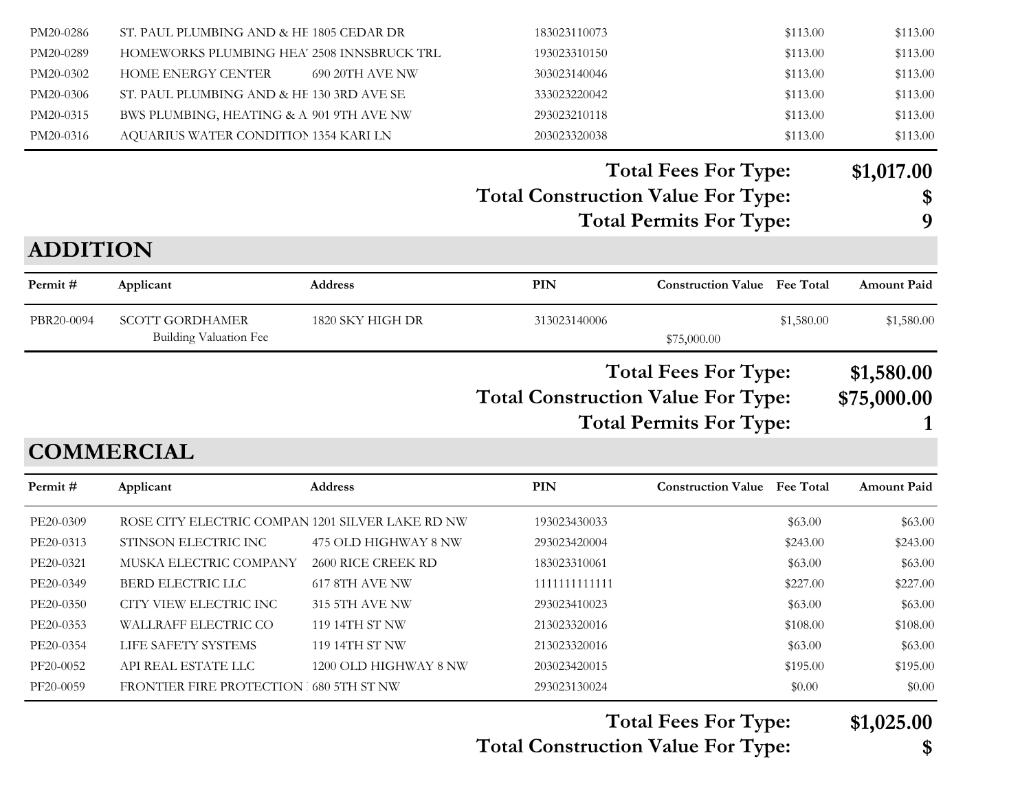| | | | | | | |
|---|---|---|---|---|---|---|
| PM20-0286 | ST. PAUL PLUMBING AND & HE | 1805 CEDAR DR | 183023110073 | | $113.00 | $113.00 |
| PM20-0289 | HOMEWORKS PLUMBING HEA' | 2508 INNSBRUCK TRL | 193023310150 | | $113.00 | $113.00 |
| PM20-0302 | HOME ENERGY CENTER | 690 20TH AVE NW | 303023140046 | | $113.00 | $113.00 |
| PM20-0306 | ST. PAUL PLUMBING AND & HE | 130 3RD AVE SE | 333023220042 | | $113.00 | $113.00 |
| PM20-0315 | BWS PLUMBING, HEATING & A | 901 9TH AVE NW | 293023210118 | | $113.00 | $113.00 |
| PM20-0316 | AQUARIUS WATER CONDITION | 1354 KARI LN | 203023320038 | | $113.00 | $113.00 |

**Total Fees For Type: $1,017.00**
**Total Construction Value For Type: $**
**Total Permits For Type: 9**

## ADDITION

| Permit # | Applicant | Address | PIN | Construction Value | Fee Total | Amount Paid |
|---|---|---|---|---|---|---|
| PBR20-0094 | SCOTT GORDHAMER | 1820 SKY HIGH DR | 313023140006 | | $1,580.00 | $1,580.00 |
| | Building Valuation Fee | | | $75,000.00 | | |

**Total Fees For Type: $1,580.00**
**Total Construction Value For Type: $75,000.00**
**Total Permits For Type: 1**

## COMMERCIAL

| Permit # | Applicant | Address | PIN | Construction Value | Fee Total | Amount Paid |
|---|---|---|---|---|---|---|
| PE20-0309 | ROSE CITY ELECTRIC COMPAN | 1201 SILVER LAKE RD NW | 193023430033 | | $63.00 | $63.00 |
| PE20-0313 | STINSON ELECTRIC INC | 475 OLD HIGHWAY 8 NW | 293023420004 | | $243.00 | $243.00 |
| PE20-0321 | MUSKA ELECTRIC COMPANY | 2600 RICE CREEK RD | 183023310061 | | $63.00 | $63.00 |
| PE20-0349 | BERD ELECTRIC LLC | 617 8TH AVE NW | 1111111111111 | | $227.00 | $227.00 |
| PE20-0350 | CITY VIEW ELECTRIC INC | 315 5TH AVE NW | 293023410023 | | $63.00 | $63.00 |
| PE20-0353 | WALLRAFF ELECTRIC CO | 119 14TH ST NW | 213023320016 | | $108.00 | $108.00 |
| PE20-0354 | LIFE SAFETY SYSTEMS | 119 14TH ST NW | 213023320016 | | $63.00 | $63.00 |
| PF20-0052 | API REAL ESTATE LLC | 1200 OLD HIGHWAY 8 NW | 203023420015 | | $195.00 | $195.00 |
| PF20-0059 | FRONTIER FIRE PROTECTION | 680 5TH ST NW | 293023130024 | | $0.00 | $0.00 |

**Total Fees For Type: $1,025.00**
**Total Construction Value For Type: $**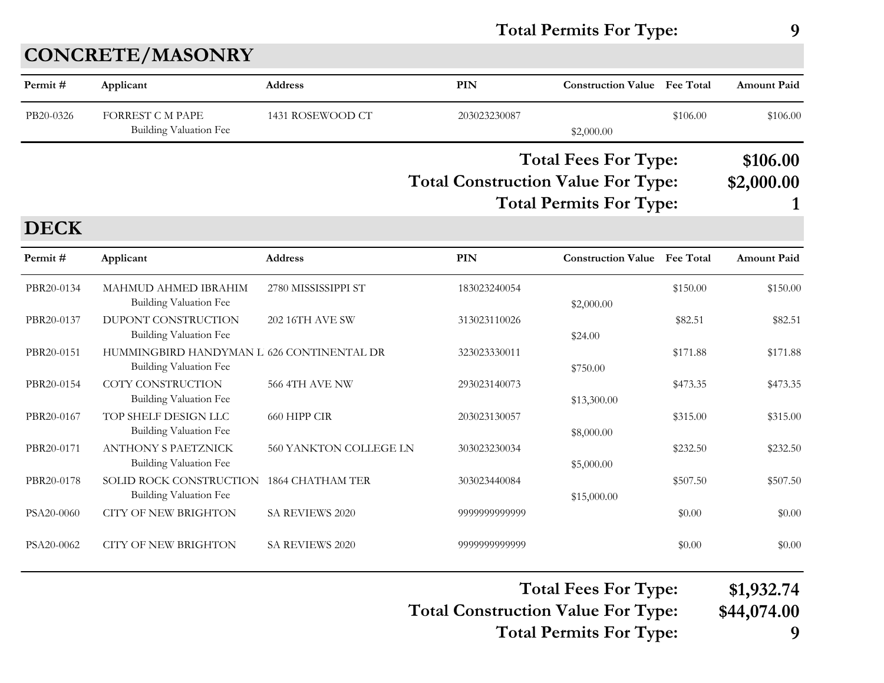**Total Permits For Type: 9**

## CONCRETE/MASONRY

| Permit # | Applicant | Address | PIN | Construction Value | Fee Total | Amount Paid |
|---|---|---|---|---|---|---|
| PB20-0326 | FORREST C M PAPE<br>Building Valuation Fee | 1431 ROSEWOOD CT | 203023230087 | $2,000.00 | $106.00 | $106.00 |

**Total Fees For Type: $106.00**
**Total Construction Value For Type: $2,000.00**
**Total Permits For Type: 1**

## DECK

| Permit # | Applicant | Address | PIN | Construction Value | Fee Total | Amount Paid |
|---|---|---|---|---|---|---|
| PBR20-0134 | MAHMUD AHMED IBRAHIM<br>Building Valuation Fee | 2780 MISSISSIPPI ST | 183023240054 | $2,000.00 | $150.00 | $150.00 |
| PBR20-0137 | DUPONT CONSTRUCTION<br>Building Valuation Fee | 202 16TH AVE SW | 313023110026 | $24.00 | $82.51 | $82.51 |
| PBR20-0151 | HUMMINGBIRD HANDYMAN L<br>Building Valuation Fee | 626 CONTINENTAL DR | 323023330011 | $750.00 | $171.88 | $171.88 |
| PBR20-0154 | COTY CONSTRUCTION<br>Building Valuation Fee | 566 4TH AVE NW | 293023140073 | $13,300.00 | $473.35 | $473.35 |
| PBR20-0167 | TOP SHELF DESIGN LLC<br>Building Valuation Fee | 660 HIPP CIR | 203023130057 | $8,000.00 | $315.00 | $315.00 |
| PBR20-0171 | ANTHONY S PAETZNICK<br>Building Valuation Fee | 560 YANKTON COLLEGE LN | 303023230034 | $5,000.00 | $232.50 | $232.50 |
| PBR20-0178 | SOLID ROCK CONSTRUCTION<br>Building Valuation Fee | 1864 CHATHAM TER | 303023440084 | $15,000.00 | $507.50 | $507.50 |
| PSA20-0060 | CITY OF NEW BRIGHTON | SA REVIEWS 2020 | 9999999999999 | | $0.00 | $0.00 |
| PSA20-0062 | CITY OF NEW BRIGHTON | SA REVIEWS 2020 | 9999999999999 | | $0.00 | $0.00 |

**Total Fees For Type: $1,932.74**
**Total Construction Value For Type: $44,074.00**
**Total Permits For Type: 9**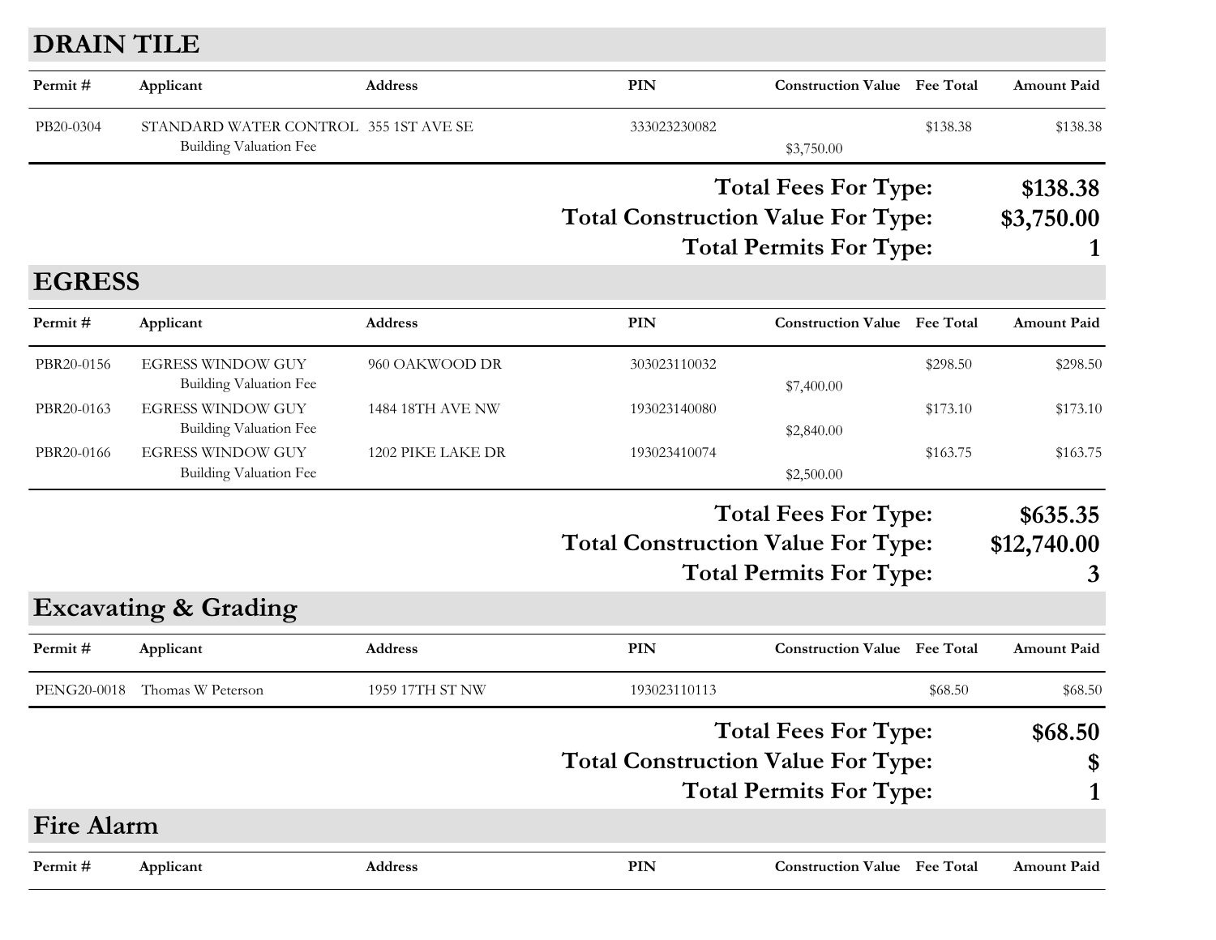## DRAIN TILE

| Permit # | Applicant | Address | PIN | Construction Value | Fee Total | Amount Paid |
|---|---|---|---|---|---|---|
| PB20-0304 | STANDARD WATER CONTROL | 355 1ST AVE SE | 333023230082 | | $138.38 | $138.38 |
| | Building Valuation Fee | | | $3,750.00 | | |

**Total Fees For Type: $138.38**
**Total Construction Value For Type: $3,750.00**
**Total Permits For Type: 1**

## EGRESS

| Permit # | Applicant | Address | PIN | Construction Value | Fee Total | Amount Paid |
|---|---|---|---|---|---|---|
| PBR20-0156 | EGRESS WINDOW GUY | 960 OAKWOOD DR | 303023110032 | | $298.50 | $298.50 |
| | Building Valuation Fee | | | $7,400.00 | | |
| PBR20-0163 | EGRESS WINDOW GUY | 1484 18TH AVE NW | 193023140080 | | $173.10 | $173.10 |
| | Building Valuation Fee | | | $2,840.00 | | |
| PBR20-0166 | EGRESS WINDOW GUY | 1202 PIKE LAKE DR | 193023410074 | | $163.75 | $163.75 |
| | Building Valuation Fee | | | $2,500.00 | | |

**Total Fees For Type: $635.35**
**Total Construction Value For Type: $12,740.00**
**Total Permits For Type: 3**

## Excavating & Grading

| Permit # | Applicant | Address | PIN | Construction Value | Fee Total | Amount Paid |
|---|---|---|---|---|---|---|
| PENG20-0018 | Thomas W Peterson | 1959 17TH ST NW | 193023110113 | | $68.50 | $68.50 |

**Total Fees For Type: $68.50**
**Total Construction Value For Type: $**
**Total Permits For Type: 1**

## Fire Alarm

| Permit # | Applicant | Address | PIN | Construction Value | Fee Total | Amount Paid |
|---|---|---|---|---|---|---|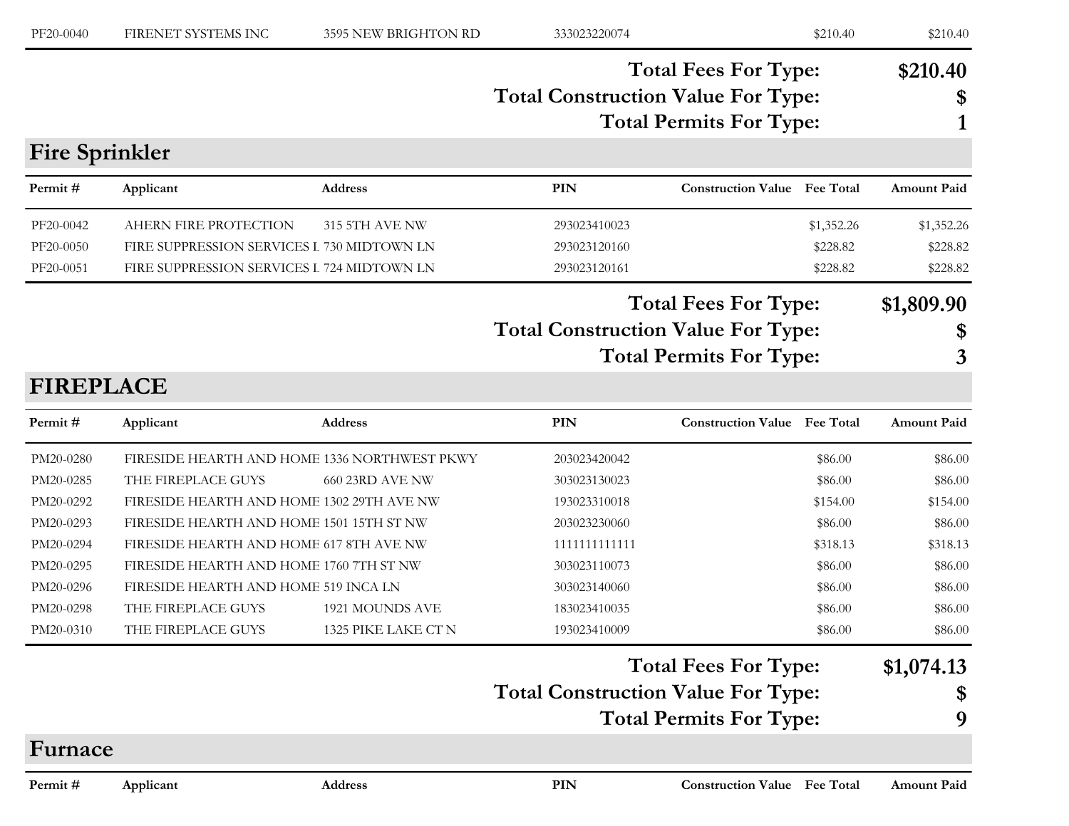| Permit # | Applicant | Address | PIN | Construction Value | Fee Total | Amount Paid |
|---|---|---|---|---|---|---|
| PF20-0040 | FIRENET SYSTEMS INC | 3595 NEW BRIGHTON RD | 333023220074 | | $210.40 | $210.40 |

**Total Fees For Type:** **$210.40**

**Total Construction Value For Type:** **$**

**Total Permits For Type:** **1**

## Fire Sprinkler

| Permit # | Applicant | Address | PIN | Construction Value | Fee Total | Amount Paid |
|---|---|---|---|---|---|---|
| PF20-0042 | AHERN FIRE PROTECTION | 315 5TH AVE NW | 293023410023 | | $1,352.26 | $1,352.26 |
| PF20-0050 | FIRE SUPPRESSION SERVICES I | 730 MIDTOWN LN | 293023120160 | | $228.82 | $228.82 |
| PF20-0051 | FIRE SUPPRESSION SERVICES I | 724 MIDTOWN LN | 293023120161 | | $228.82 | $228.82 |

**Total Fees For Type:** **$1,809.90**

**Total Construction Value For Type:** **$**

**Total Permits For Type:** **3**

## FIREPLACE

| Permit # | Applicant | Address | PIN | Construction Value | Fee Total | Amount Paid |
|---|---|---|---|---|---|---|
| PM20-0280 | FIRESIDE HEARTH AND HOME | 1336 NORTHWEST PKWY | 203023420042 | | $86.00 | $86.00 |
| PM20-0285 | THE FIREPLACE GUYS | 660 23RD AVE NW | 303023130023 | | $86.00 | $86.00 |
| PM20-0292 | FIRESIDE HEARTH AND HOME | 1302 29TH AVE NW | 193023310018 | | $154.00 | $154.00 |
| PM20-0293 | FIRESIDE HEARTH AND HOME | 1501 15TH ST NW | 203023230060 | | $86.00 | $86.00 |
| PM20-0294 | FIRESIDE HEARTH AND HOME | 617 8TH AVE NW | 1111111111111 | | $318.13 | $318.13 |
| PM20-0295 | FIRESIDE HEARTH AND HOME | 1760 7TH ST NW | 303023110073 | | $86.00 | $86.00 |
| PM20-0296 | FIRESIDE HEARTH AND HOME | 519 INCA LN | 303023140060 | | $86.00 | $86.00 |
| PM20-0298 | THE FIREPLACE GUYS | 1921 MOUNDS AVE | 183023410035 | | $86.00 | $86.00 |
| PM20-0310 | THE FIREPLACE GUYS | 1325 PIKE LAKE CT N | 193023410009 | | $86.00 | $86.00 |

**Total Fees For Type:** **$1,074.13**

**Total Construction Value For Type:** **$**

**Total Permits For Type:** **9**

## Furnace

| Permit # | Applicant | Address | PIN | Construction Value | Fee Total | Amount Paid |
|---|---|---|---|---|---|---|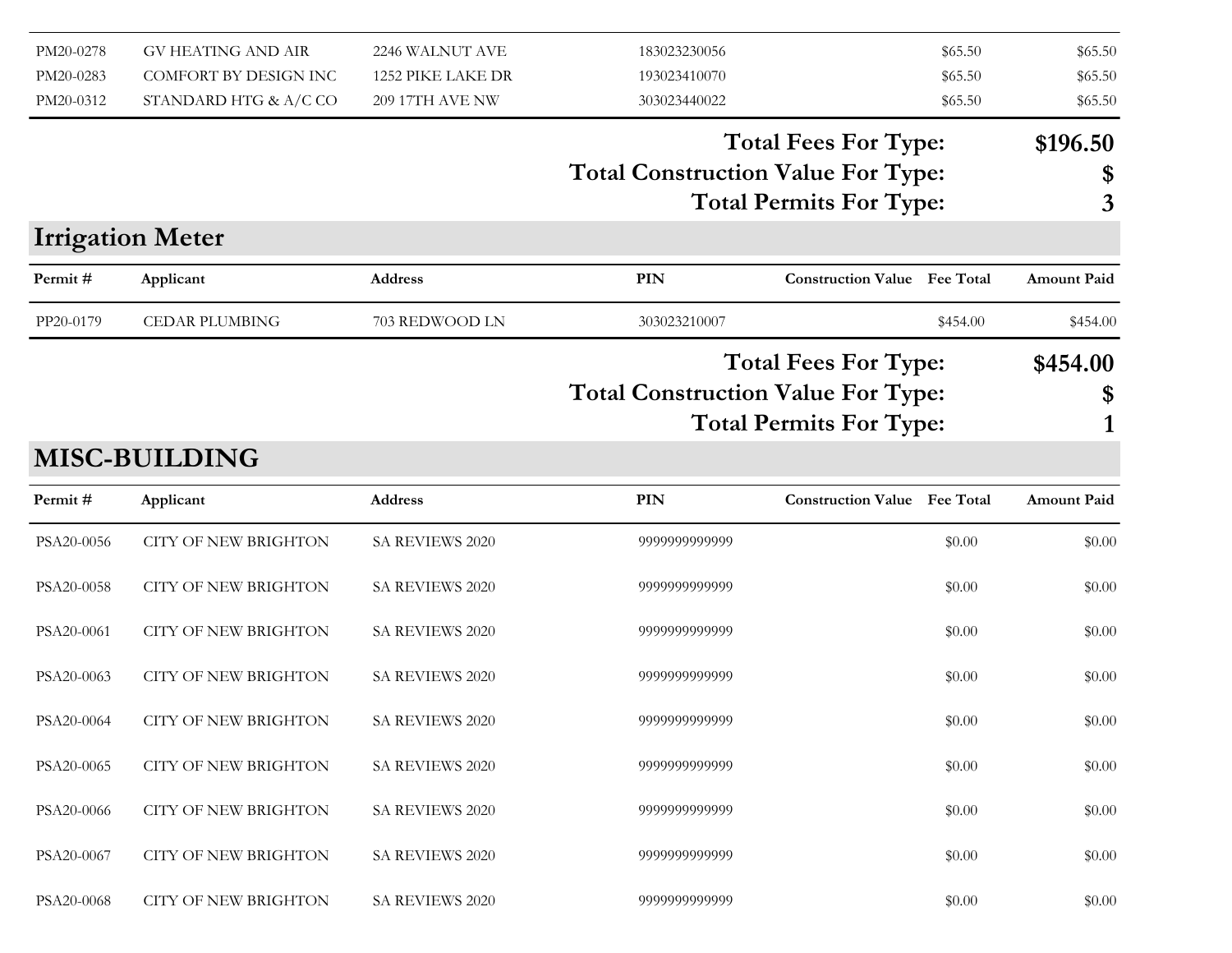| Permit # | Applicant | Address | PIN | Construction Value | Fee Total | Amount Paid |
|---|---|---|---|---|---|---|
| PM20-0278 | GV HEATING AND AIR | 2246 WALNUT AVE | 183023230056 | | $65.50 | $65.50 |
| PM20-0283 | COMFORT BY DESIGN INC | 1252 PIKE LAKE DR | 193023410070 | | $65.50 | $65.50 |
| PM20-0312 | STANDARD HTG & A/C CO | 209 17TH AVE NW | 303023440022 | | $65.50 | $65.50 |

**Total Fees For Type: $196.50**
**Total Construction Value For Type: $**
**Total Permits For Type: 3**

## Irrigation Meter

| Permit # | Applicant | Address | PIN | Construction Value | Fee Total | Amount Paid |
|---|---|---|---|---|---|---|
| PP20-0179 | CEDAR PLUMBING | 703 REDWOOD LN | 303023210007 | | $454.00 | $454.00 |

**Total Fees For Type: $454.00**
**Total Construction Value For Type: $**
**Total Permits For Type: 1**

## MISC-BUILDING

| Permit # | Applicant | Address | PIN | Construction Value | Fee Total | Amount Paid |
|---|---|---|---|---|---|---|
| PSA20-0056 | CITY OF NEW BRIGHTON | SA REVIEWS 2020 | 9999999999999 | | $0.00 | $0.00 |
| PSA20-0058 | CITY OF NEW BRIGHTON | SA REVIEWS 2020 | 9999999999999 | | $0.00 | $0.00 |
| PSA20-0061 | CITY OF NEW BRIGHTON | SA REVIEWS 2020 | 9999999999999 | | $0.00 | $0.00 |
| PSA20-0063 | CITY OF NEW BRIGHTON | SA REVIEWS 2020 | 9999999999999 | | $0.00 | $0.00 |
| PSA20-0064 | CITY OF NEW BRIGHTON | SA REVIEWS 2020 | 9999999999999 | | $0.00 | $0.00 |
| PSA20-0065 | CITY OF NEW BRIGHTON | SA REVIEWS 2020 | 9999999999999 | | $0.00 | $0.00 |
| PSA20-0066 | CITY OF NEW BRIGHTON | SA REVIEWS 2020 | 9999999999999 | | $0.00 | $0.00 |
| PSA20-0067 | CITY OF NEW BRIGHTON | SA REVIEWS 2020 | 9999999999999 | | $0.00 | $0.00 |
| PSA20-0068 | CITY OF NEW BRIGHTON | SA REVIEWS 2020 | 9999999999999 | | $0.00 | $0.00 |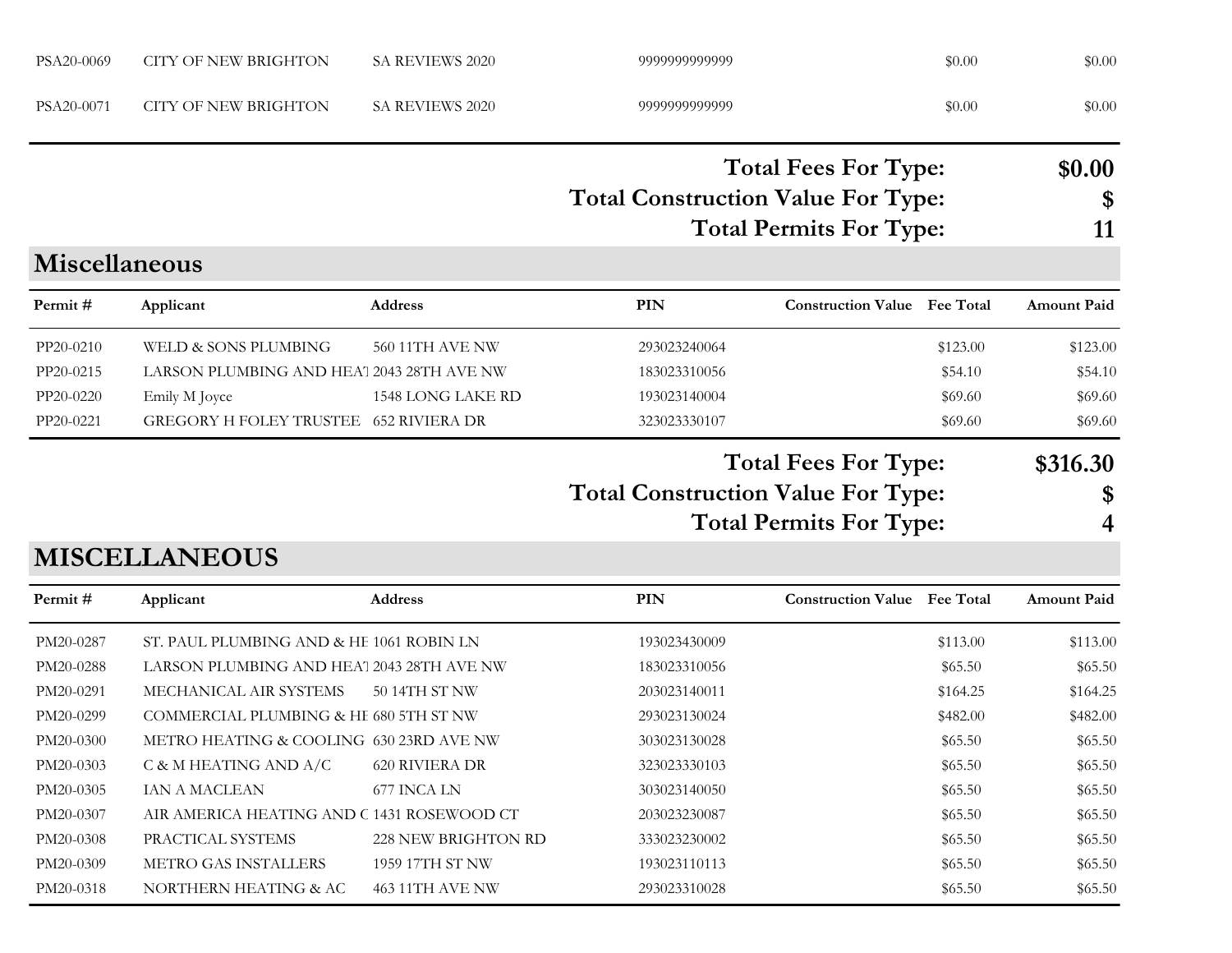| Permit # | Applicant | Address | PIN | Construction Value | Fee Total | Amount Paid |
|---|---|---|---|---|---|---|
| PSA20-0069 | CITY OF NEW BRIGHTON | SA REVIEWS 2020 | 9999999999999 | | $0.00 | $0.00 |
| PSA20-0071 | CITY OF NEW BRIGHTON | SA REVIEWS 2020 | 9999999999999 | | $0.00 | $0.00 |

**Total Fees For Type: $0.00**

**Total Construction Value For Type: $**

**Total Permits For Type: 11**

## Miscellaneous

| Permit # | Applicant | Address | PIN | Construction Value | Fee Total | Amount Paid |
|---|---|---|---|---|---|---|
| PP20-0210 | WELD & SONS PLUMBING | 560 11TH AVE NW | 293023240064 | | $123.00 | $123.00 |
| PP20-0215 | LARSON PLUMBING AND HEAT | 2043 28TH AVE NW | 183023310056 | | $54.10 | $54.10 |
| PP20-0220 | Emily M Joyce | 1548 LONG LAKE RD | 193023140004 | | $69.60 | $69.60 |
| PP20-0221 | GREGORY H FOLEY TRUSTEE | 652 RIVIERA DR | 323023330107 | | $69.60 | $69.60 |

**Total Fees For Type: $316.30**

**Total Construction Value For Type: $**

**Total Permits For Type: 4**

## MISCELLANEOUS

| Permit # | Applicant | Address | PIN | Construction Value | Fee Total | Amount Paid |
|---|---|---|---|---|---|---|
| PM20-0287 | ST. PAUL PLUMBING AND & HE | 1061 ROBIN LN | 193023430009 | | $113.00 | $113.00 |
| PM20-0288 | LARSON PLUMBING AND HEAT | 2043 28TH AVE NW | 183023310056 | | $65.50 | $65.50 |
| PM20-0291 | MECHANICAL AIR SYSTEMS | 50 14TH ST NW | 203023140011 | | $164.25 | $164.25 |
| PM20-0299 | COMMERCIAL PLUMBING & HE | 680 5TH ST NW | 293023130024 | | $482.00 | $482.00 |
| PM20-0300 | METRO HEATING & COOLING | 630 23RD AVE NW | 303023130028 | | $65.50 | $65.50 |
| PM20-0303 | C & M HEATING AND A/C | 620 RIVIERA DR | 323023330103 | | $65.50 | $65.50 |
| PM20-0305 | IAN A MACLEAN | 677 INCA LN | 303023140050 | | $65.50 | $65.50 |
| PM20-0307 | AIR AMERICA HEATING AND C | 1431 ROSEWOOD CT | 203023230087 | | $65.50 | $65.50 |
| PM20-0308 | PRACTICAL SYSTEMS | 228 NEW BRIGHTON RD | 333023230002 | | $65.50 | $65.50 |
| PM20-0309 | METRO GAS INSTALLERS | 1959 17TH ST NW | 193023110113 | | $65.50 | $65.50 |
| PM20-0318 | NORTHERN HEATING & AC | 463 11TH AVE NW | 293023310028 | | $65.50 | $65.50 |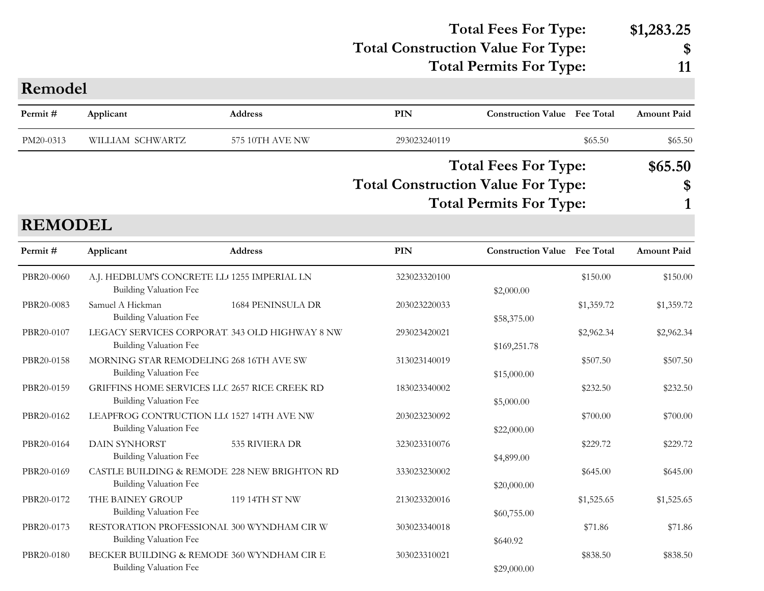**Total Fees For Type:** **$1,283.25**
**Total Construction Value For Type:** **$**
**Total Permits For Type:** **11**

## Remodel

| Permit # | Applicant | Address | PIN | Construction Value | Fee Total | Amount Paid |
|---|---|---|---|---|---|---|
| PM20-0313 | WILLIAM SCHWARTZ | 575 10TH AVE NW | 293023240119 | | $65.50 | $65.50 |

**Total Fees For Type:** **$65.50**
**Total Construction Value For Type:** **$**
**Total Permits For Type:** **1**

## REMODEL

| Permit # | Applicant | Address | PIN | Construction Value | Fee Total | Amount Paid |
|---|---|---|---|---|---|---|
| PBR20-0060 | A.J. HEDBLUM'S CONCRETE LL( | 1255 IMPERIAL LN | 323023320100 | | $150.00 | $150.00 |
| | Building Valuation Fee | | | $2,000.00 | | |
| PBR20-0083 | Samuel A Hickman | 1684 PENINSULA DR | 203023220033 | | $1,359.72 | $1,359.72 |
| | Building Valuation Fee | | | $58,375.00 | | |
| PBR20-0107 | LEGACY SERVICES CORPORAT | 343 OLD HIGHWAY 8 NW | 293023420021 | | $2,962.34 | $2,962.34 |
| | Building Valuation Fee | | | $169,251.78 | | |
| PBR20-0158 | MORNING STAR REMODELING | 268 16TH AVE SW | 313023140019 | | $507.50 | $507.50 |
| | Building Valuation Fee | | | $15,000.00 | | |
| PBR20-0159 | GRIFFINS HOME SERVICES LLC | 2657 RICE CREEK RD | 183023340002 | | $232.50 | $232.50 |
| | Building Valuation Fee | | | $5,000.00 | | |
| PBR20-0162 | LEAPFROG CONTRUCTION LL( | 1527 14TH AVE NW | 203023230092 | | $700.00 | $700.00 |
| | Building Valuation Fee | | | $22,000.00 | | |
| PBR20-0164 | DAIN SYNHORST | 535 RIVIERA DR | 323023310076 | | $229.72 | $229.72 |
| | Building Valuation Fee | | | $4,899.00 | | |
| PBR20-0169 | CASTLE BUILDING & REMODE | 228 NEW BRIGHTON RD | 333023230002 | | $645.00 | $645.00 |
| | Building Valuation Fee | | | $20,000.00 | | |
| PBR20-0172 | THE BAINEY GROUP | 119 14TH ST NW | 213023320016 | | $1,525.65 | $1,525.65 |
| | Building Valuation Fee | | | $60,755.00 | | |
| PBR20-0173 | RESTORATION PROFESSIONAL | 300 WYNDHAM CIR W | 303023340018 | | $71.86 | $71.86 |
| | Building Valuation Fee | | | $640.92 | | |
| PBR20-0180 | BECKER BUILDING & REMODE | 360 WYNDHAM CIR E | 303023310021 | | $838.50 | $838.50 |
| | Building Valuation Fee | | | $29,000.00 | | |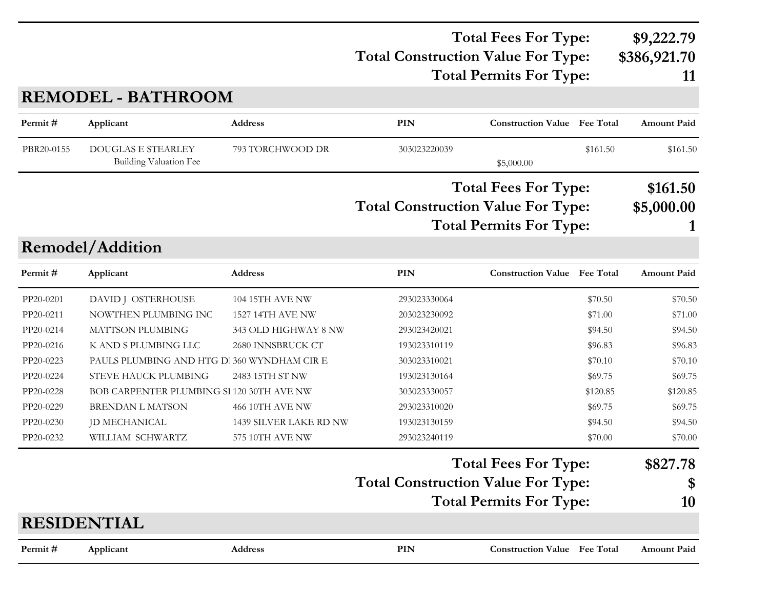| | |
|---|---|
| **Total Fees For Type:** | **$9,222.79** |
| **Total Construction Value For Type:** | **$386,921.70** |
| **Total Permits For Type:** | **11** |

## REMODEL - BATHROOM

| Permit # | Applicant | Address | PIN | Construction Value | Fee Total | Amount Paid |
|---|---|---|---|---|---|---|
| PBR20-0155 | DOUGLAS E STEARLEY | 793 TORCHWOOD DR | 303023220039 | | $161.50 | $161.50 |
| | Building Valuation Fee | | | $5,000.00 | | |

| | |
|---|---|
| **Total Fees For Type:** | **$161.50** |
| **Total Construction Value For Type:** | **$5,000.00** |
| **Total Permits For Type:** | **1** |

## Remodel/Addition

| Permit # | Applicant | Address | PIN | Construction Value | Fee Total | Amount Paid |
|---|---|---|---|---|---|---|
| PP20-0201 | DAVID J OSTERHOUSE | 104 15TH AVE NW | 293023330064 | | $70.50 | $70.50 |
| PP20-0211 | NOWTHEN PLUMBING INC | 1527 14TH AVE NW | 203023230092 | | $71.00 | $71.00 |
| PP20-0214 | MATTSON PLUMBING | 343 OLD HIGHWAY 8 NW | 293023420021 | | $94.50 | $94.50 |
| PP20-0216 | K AND S PLUMBING LLC | 2680 INNSBRUCK CT | 193023310119 | | $96.83 | $96.83 |
| PP20-0223 | PAULS PLUMBING AND HTG D | 360 WYNDHAM CIR E | 303023310021 | | $70.10 | $70.10 |
| PP20-0224 | STEVE HAUCK PLUMBING | 2483 15TH ST NW | 193023130164 | | $69.75 | $69.75 |
| PP20-0228 | BOB CARPENTER PLUMBING SI | 120 30TH AVE NW | 303023330057 | | $120.85 | $120.85 |
| PP20-0229 | BRENDAN L MATSON | 466 10TH AVE NW | 293023310020 | | $69.75 | $69.75 |
| PP20-0230 | JD MECHANICAL | 1439 SILVER LAKE RD NW | 193023130159 | | $94.50 | $94.50 |
| PP20-0232 | WILLIAM SCHWARTZ | 575 10TH AVE NW | 293023240119 | | $70.00 | $70.00 |

| | |
|---|---|
| **Total Fees For Type:** | **$827.78** |
| **Total Construction Value For Type:** | **$** |
| **Total Permits For Type:** | **10** |

## RESIDENTIAL

| Permit # | Applicant | Address | PIN | Construction Value | Fee Total | Amount Paid |
|---|---|---|---|---|---|---|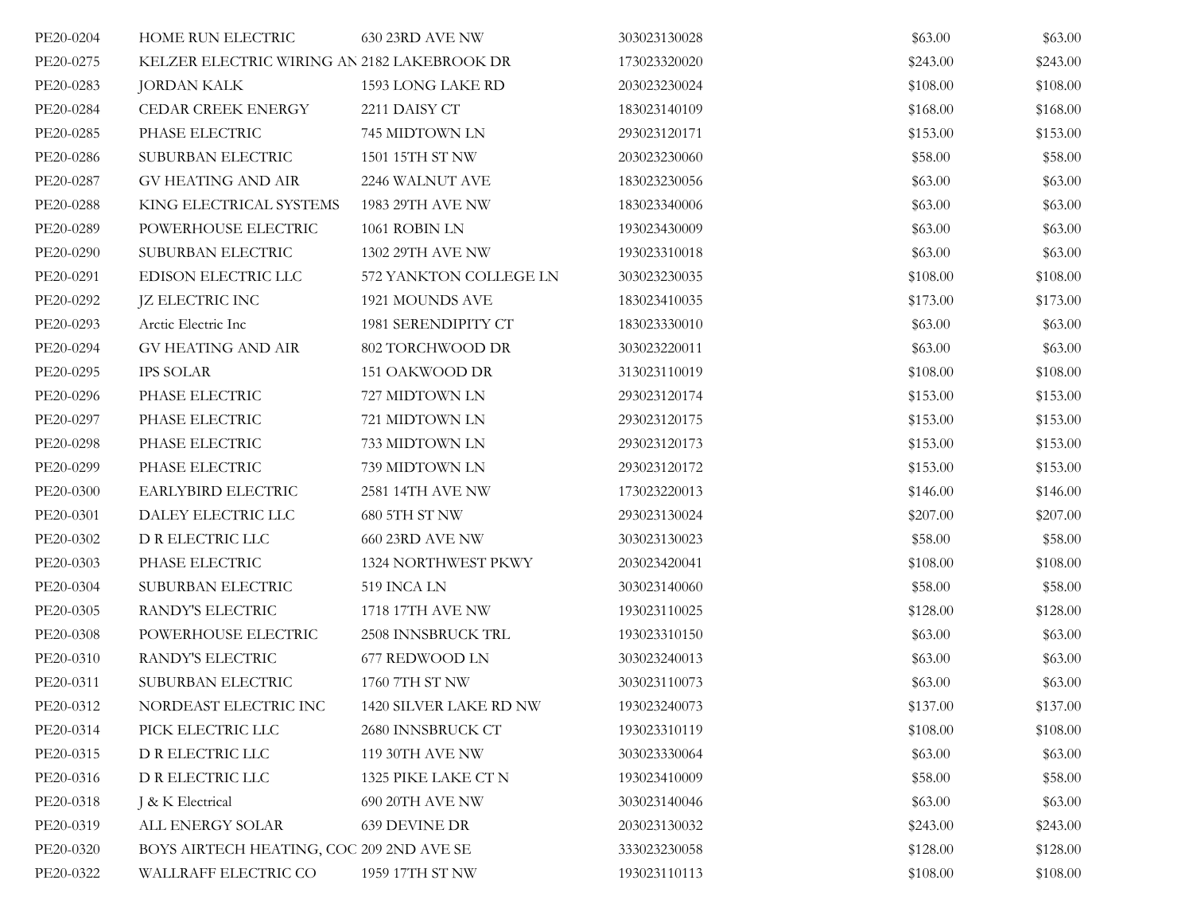| | | | | | |
|---|---|---|---|---|---|
| PE20-0204 | HOME RUN ELECTRIC | 630 23RD AVE NW | 303023130028 | $63.00 | $63.00 |
| PE20-0275 | KELZER ELECTRIC WIRING AN | 2182 LAKEBROOK DR | 173023320020 | $243.00 | $243.00 |
| PE20-0283 | JORDAN KALK | 1593 LONG LAKE RD | 203023230024 | $108.00 | $108.00 |
| PE20-0284 | CEDAR CREEK ENERGY | 2211 DAISY CT | 183023140109 | $168.00 | $168.00 |
| PE20-0285 | PHASE ELECTRIC | 745 MIDTOWN LN | 293023120171 | $153.00 | $153.00 |
| PE20-0286 | SUBURBAN ELECTRIC | 1501 15TH ST NW | 203023230060 | $58.00 | $58.00 |
| PE20-0287 | GV HEATING AND AIR | 2246 WALNUT AVE | 183023230056 | $63.00 | $63.00 |
| PE20-0288 | KING ELECTRICAL SYSTEMS | 1983 29TH AVE NW | 183023340006 | $63.00 | $63.00 |
| PE20-0289 | POWERHOUSE ELECTRIC | 1061 ROBIN LN | 193023430009 | $63.00 | $63.00 |
| PE20-0290 | SUBURBAN ELECTRIC | 1302 29TH AVE NW | 193023310018 | $63.00 | $63.00 |
| PE20-0291 | EDISON ELECTRIC LLC | 572 YANKTON COLLEGE LN | 303023230035 | $108.00 | $108.00 |
| PE20-0292 | JZ ELECTRIC INC | 1921 MOUNDS AVE | 183023410035 | $173.00 | $173.00 |
| PE20-0293 | Arctic Electric Inc | 1981 SERENDIPITY CT | 183023330010 | $63.00 | $63.00 |
| PE20-0294 | GV HEATING AND AIR | 802 TORCHWOOD DR | 303023220011 | $63.00 | $63.00 |
| PE20-0295 | IPS SOLAR | 151 OAKWOOD DR | 313023110019 | $108.00 | $108.00 |
| PE20-0296 | PHASE ELECTRIC | 727 MIDTOWN LN | 293023120174 | $153.00 | $153.00 |
| PE20-0297 | PHASE ELECTRIC | 721 MIDTOWN LN | 293023120175 | $153.00 | $153.00 |
| PE20-0298 | PHASE ELECTRIC | 733 MIDTOWN LN | 293023120173 | $153.00 | $153.00 |
| PE20-0299 | PHASE ELECTRIC | 739 MIDTOWN LN | 293023120172 | $153.00 | $153.00 |
| PE20-0300 | EARLYBIRD ELECTRIC | 2581 14TH AVE NW | 173023220013 | $146.00 | $146.00 |
| PE20-0301 | DALEY ELECTRIC LLC | 680 5TH ST NW | 293023130024 | $207.00 | $207.00 |
| PE20-0302 | D R ELECTRIC LLC | 660 23RD AVE NW | 303023130023 | $58.00 | $58.00 |
| PE20-0303 | PHASE ELECTRIC | 1324 NORTHWEST PKWY | 203023420041 | $108.00 | $108.00 |
| PE20-0304 | SUBURBAN ELECTRIC | 519 INCA LN | 303023140060 | $58.00 | $58.00 |
| PE20-0305 | RANDY'S ELECTRIC | 1718 17TH AVE NW | 193023110025 | $128.00 | $128.00 |
| PE20-0308 | POWERHOUSE ELECTRIC | 2508 INNSBRUCK TRL | 193023310150 | $63.00 | $63.00 |
| PE20-0310 | RANDY'S ELECTRIC | 677 REDWOOD LN | 303023240013 | $63.00 | $63.00 |
| PE20-0311 | SUBURBAN ELECTRIC | 1760 7TH ST NW | 303023110073 | $63.00 | $63.00 |
| PE20-0312 | NORDEAST ELECTRIC INC | 1420 SILVER LAKE RD NW | 193023240073 | $137.00 | $137.00 |
| PE20-0314 | PICK ELECTRIC LLC | 2680 INNSBRUCK CT | 193023310119 | $108.00 | $108.00 |
| PE20-0315 | D R ELECTRIC LLC | 119 30TH AVE NW | 303023330064 | $63.00 | $63.00 |
| PE20-0316 | D R ELECTRIC LLC | 1325 PIKE LAKE CT N | 193023410009 | $58.00 | $58.00 |
| PE20-0318 | J & K Electrical | 690 20TH AVE NW | 303023140046 | $63.00 | $63.00 |
| PE20-0319 | ALL ENERGY SOLAR | 639 DEVINE DR | 203023130032 | $243.00 | $243.00 |
| PE20-0320 | BOYS AIRTECH HEATING, COC | 209 2ND AVE SE | 333023230058 | $128.00 | $128.00 |
| PE20-0322 | WALLRAFF ELECTRIC CO | 1959 17TH ST NW | 193023110113 | $108.00 | $108.00 |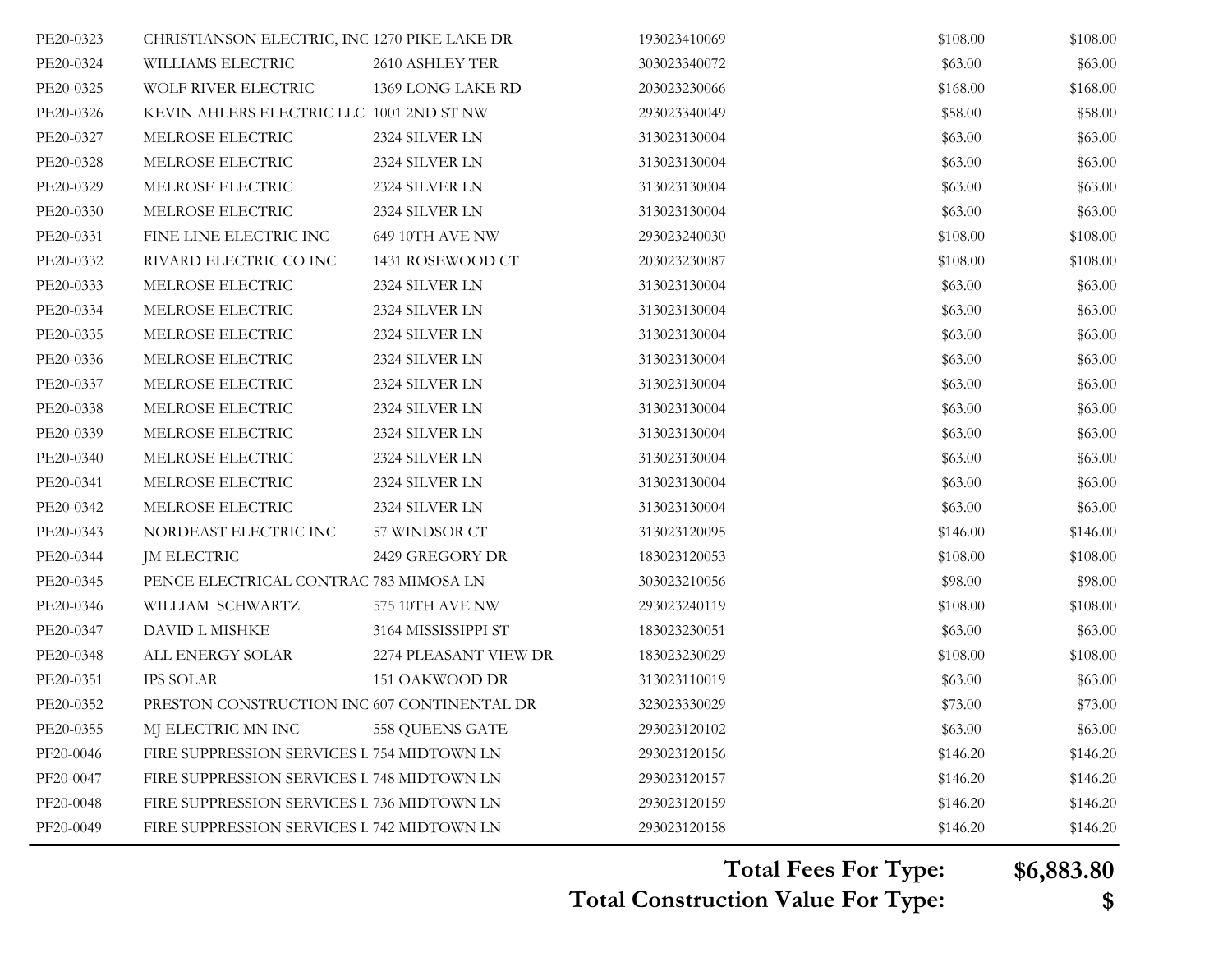| | | | | | |
|---|---|---|---|---|---|
| PE20-0323 | CHRISTIANSON ELECTRIC, INC | 1270 PIKE LAKE DR | 193023410069 | $108.00 | $108.00 |
| PE20-0324 | WILLIAMS ELECTRIC | 2610 ASHLEY TER | 303023340072 | $63.00 | $63.00 |
| PE20-0325 | WOLF RIVER ELECTRIC | 1369 LONG LAKE RD | 203023230066 | $168.00 | $168.00 |
| PE20-0326 | KEVIN AHLERS ELECTRIC LLC | 1001 2ND ST NW | 293023340049 | $58.00 | $58.00 |
| PE20-0327 | MELROSE ELECTRIC | 2324 SILVER LN | 313023130004 | $63.00 | $63.00 |
| PE20-0328 | MELROSE ELECTRIC | 2324 SILVER LN | 313023130004 | $63.00 | $63.00 |
| PE20-0329 | MELROSE ELECTRIC | 2324 SILVER LN | 313023130004 | $63.00 | $63.00 |
| PE20-0330 | MELROSE ELECTRIC | 2324 SILVER LN | 313023130004 | $63.00 | $63.00 |
| PE20-0331 | FINE LINE ELECTRIC INC | 649 10TH AVE NW | 293023240030 | $108.00 | $108.00 |
| PE20-0332 | RIVARD ELECTRIC CO INC | 1431 ROSEWOOD CT | 203023230087 | $108.00 | $108.00 |
| PE20-0333 | MELROSE ELECTRIC | 2324 SILVER LN | 313023130004 | $63.00 | $63.00 |
| PE20-0334 | MELROSE ELECTRIC | 2324 SILVER LN | 313023130004 | $63.00 | $63.00 |
| PE20-0335 | MELROSE ELECTRIC | 2324 SILVER LN | 313023130004 | $63.00 | $63.00 |
| PE20-0336 | MELROSE ELECTRIC | 2324 SILVER LN | 313023130004 | $63.00 | $63.00 |
| PE20-0337 | MELROSE ELECTRIC | 2324 SILVER LN | 313023130004 | $63.00 | $63.00 |
| PE20-0338 | MELROSE ELECTRIC | 2324 SILVER LN | 313023130004 | $63.00 | $63.00 |
| PE20-0339 | MELROSE ELECTRIC | 2324 SILVER LN | 313023130004 | $63.00 | $63.00 |
| PE20-0340 | MELROSE ELECTRIC | 2324 SILVER LN | 313023130004 | $63.00 | $63.00 |
| PE20-0341 | MELROSE ELECTRIC | 2324 SILVER LN | 313023130004 | $63.00 | $63.00 |
| PE20-0342 | MELROSE ELECTRIC | 2324 SILVER LN | 313023130004 | $63.00 | $63.00 |
| PE20-0343 | NORDEAST ELECTRIC INC | 57 WINDSOR CT | 313023120095 | $146.00 | $146.00 |
| PE20-0344 | JM ELECTRIC | 2429 GREGORY DR | 183023120053 | $108.00 | $108.00 |
| PE20-0345 | PENCE ELECTRICAL CONTRAC | 783 MIMOSA LN | 303023210056 | $98.00 | $98.00 |
| PE20-0346 | WILLIAM SCHWARTZ | 575 10TH AVE NW | 293023240119 | $108.00 | $108.00 |
| PE20-0347 | DAVID L MISHKE | 3164 MISSISSIPPI ST | 183023230051 | $63.00 | $63.00 |
| PE20-0348 | ALL ENERGY SOLAR | 2274 PLEASANT VIEW DR | 183023230029 | $108.00 | $108.00 |
| PE20-0351 | IPS SOLAR | 151 OAKWOOD DR | 313023110019 | $63.00 | $63.00 |
| PE20-0352 | PRESTON CONSTRUCTION INC | 607 CONTINENTAL DR | 323023330029 | $73.00 | $73.00 |
| PE20-0355 | MJ ELECTRIC MN INC | 558 QUEENS GATE | 293023120102 | $63.00 | $63.00 |
| PF20-0046 | FIRE SUPPRESSION SERVICES I | 754 MIDTOWN LN | 293023120156 | $146.20 | $146.20 |
| PF20-0047 | FIRE SUPPRESSION SERVICES I | 748 MIDTOWN LN | 293023120157 | $146.20 | $146.20 |
| PF20-0048 | FIRE SUPPRESSION SERVICES I | 736 MIDTOWN LN | 293023120159 | $146.20 | $146.20 |
| PF20-0049 | FIRE SUPPRESSION SERVICES I | 742 MIDTOWN LN | 293023120158 | $146.20 | $146.20 |

**Total Fees For Type: $6,883.80**

**Total Construction Value For Type: $**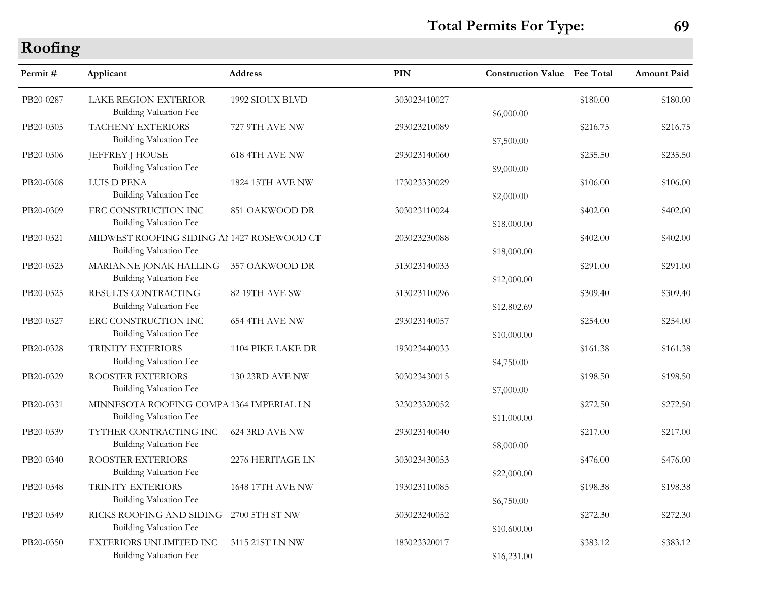**Total Permits For Type: 69**

## Roofing

| Permit # | Applicant | Address | PIN | Construction Value | Fee Total | Amount Paid |
|---|---|---|---|---|---|---|
| PB20-0287 | LAKE REGION EXTERIOR<br>Building Valuation Fee | 1992 SIOUX BLVD | 303023410027 | $6,000.00 | $180.00 | $180.00 |
| PB20-0305 | TACHENY EXTERIORS<br>Building Valuation Fee | 727 9TH AVE NW | 293023210089 | $7,500.00 | $216.75 | $216.75 |
| PB20-0306 | JEFFREY J HOUSE<br>Building Valuation Fee | 618 4TH AVE NW | 293023140060 | $9,000.00 | $235.50 | $235.50 |
| PB20-0308 | LUIS D PENA<br>Building Valuation Fee | 1824 15TH AVE NW | 173023330029 | $2,000.00 | $106.00 | $106.00 |
| PB20-0309 | ERC CONSTRUCTION INC<br>Building Valuation Fee | 851 OAKWOOD DR | 303023110024 | $18,000.00 | $402.00 | $402.00 |
| PB20-0321 | MIDWEST ROOFING SIDING AI<br>Building Valuation Fee | 1427 ROSEWOOD CT | 203023230088 | $18,000.00 | $402.00 | $402.00 |
| PB20-0323 | MARIANNE JONAK HALLING<br>Building Valuation Fee | 357 OAKWOOD DR | 313023140033 | $12,000.00 | $291.00 | $291.00 |
| PB20-0325 | RESULTS CONTRACTING<br>Building Valuation Fee | 82 19TH AVE SW | 313023110096 | $12,802.69 | $309.40 | $309.40 |
| PB20-0327 | ERC CONSTRUCTION INC<br>Building Valuation Fee | 654 4TH AVE NW | 293023140057 | $10,000.00 | $254.00 | $254.00 |
| PB20-0328 | TRINITY EXTERIORS<br>Building Valuation Fee | 1104 PIKE LAKE DR | 193023440033 | $4,750.00 | $161.38 | $161.38 |
| PB20-0329 | ROOSTER EXTERIORS<br>Building Valuation Fee | 130 23RD AVE NW | 303023430015 | $7,000.00 | $198.50 | $198.50 |
| PB20-0331 | MINNESOTA ROOFING COMPA<br>Building Valuation Fee | 1364 IMPERIAL LN | 323023320052 | $11,000.00 | $272.50 | $272.50 |
| PB20-0339 | TYTHER CONTRACTING INC<br>Building Valuation Fee | 624 3RD AVE NW | 293023140040 | $8,000.00 | $217.00 | $217.00 |
| PB20-0340 | ROOSTER EXTERIORS<br>Building Valuation Fee | 2276 HERITAGE LN | 303023430053 | $22,000.00 | $476.00 | $476.00 |
| PB20-0348 | TRINITY EXTERIORS<br>Building Valuation Fee | 1648 17TH AVE NW | 193023110085 | $6,750.00 | $198.38 | $198.38 |
| PB20-0349 | RICKS ROOFING AND SIDING<br>Building Valuation Fee | 2700 5TH ST NW | 303023240052 | $10,600.00 | $272.30 | $272.30 |
| PB20-0350 | EXTERIORS UNLIMITED INC<br>Building Valuation Fee | 3115 21ST LN NW | 183023320017 | $16,231.00 | $383.12 | $383.12 |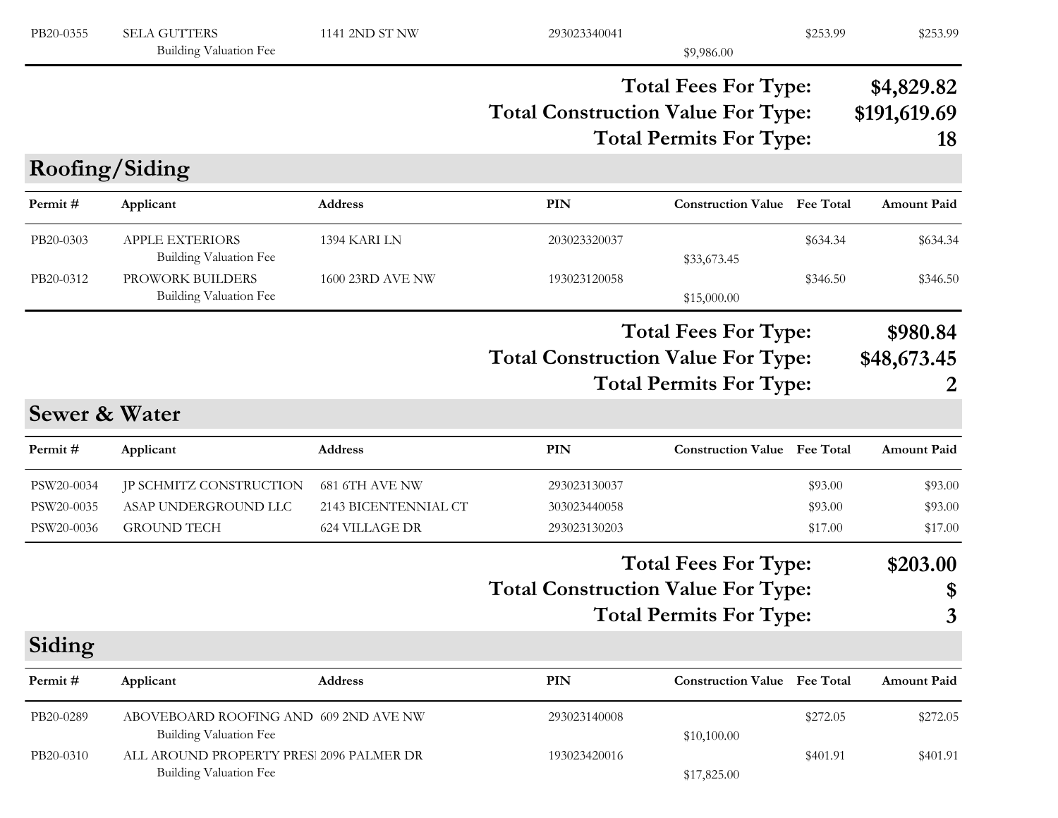| Permit # | Applicant | Address | PIN | Construction Value | Fee Total | Amount Paid |
|---|---|---|---|---|---|---|
| PB20-0355 | SELA GUTTERS | 1141 2ND ST NW | 293023340041 | | $253.99 | $253.99 |
| | Building Valuation Fee | | | $9,986.00 | | |

**Total Fees For Type: $4,829.82**

**Total Construction Value For Type: $191,619.69**

**Total Permits For Type: 18**

## Roofing/Siding

| Permit # | Applicant | Address | PIN | Construction Value | Fee Total | Amount Paid |
|---|---|---|---|---|---|---|
| PB20-0303 | APPLE EXTERIORS | 1394 KARI LN | 203023320037 | | $634.34 | $634.34 |
| | Building Valuation Fee | | | $33,673.45 | | |
| PB20-0312 | PROWORK BUILDERS | 1600 23RD AVE NW | 193023120058 | | $346.50 | $346.50 |
| | Building Valuation Fee | | | $15,000.00 | | |

**Total Fees For Type: $980.84**

**Total Construction Value For Type: $48,673.45**

**Total Permits For Type: 2**

## Sewer & Water

| Permit # | Applicant | Address | PIN | Construction Value | Fee Total | Amount Paid |
|---|---|---|---|---|---|---|
| PSW20-0034 | JP SCHMITZ CONSTRUCTION | 681 6TH AVE NW | 293023130037 | | $93.00 | $93.00 |
| PSW20-0035 | ASAP UNDERGROUND LLC | 2143 BICENTENNIAL CT | 303023440058 | | $93.00 | $93.00 |
| PSW20-0036 | GROUND TECH | 624 VILLAGE DR | 293023130203 | | $17.00 | $17.00 |

**Total Fees For Type: $203.00**

**Total Construction Value For Type: $**

**Total Permits For Type: 3**

## Siding

| Permit # | Applicant | Address | PIN | Construction Value | Fee Total | Amount Paid |
|---|---|---|---|---|---|---|
| PB20-0289 | ABOVEBOARD ROOFING AND | 609 2ND AVE NW | 293023140008 | | $272.05 | $272.05 |
| | Building Valuation Fee | | | $10,100.00 | | |
| PB20-0310 | ALL AROUND PROPERTY PRES | 2096 PALMER DR | 193023420016 | | $401.91 | $401.91 |
| | Building Valuation Fee | | | $17,825.00 | | |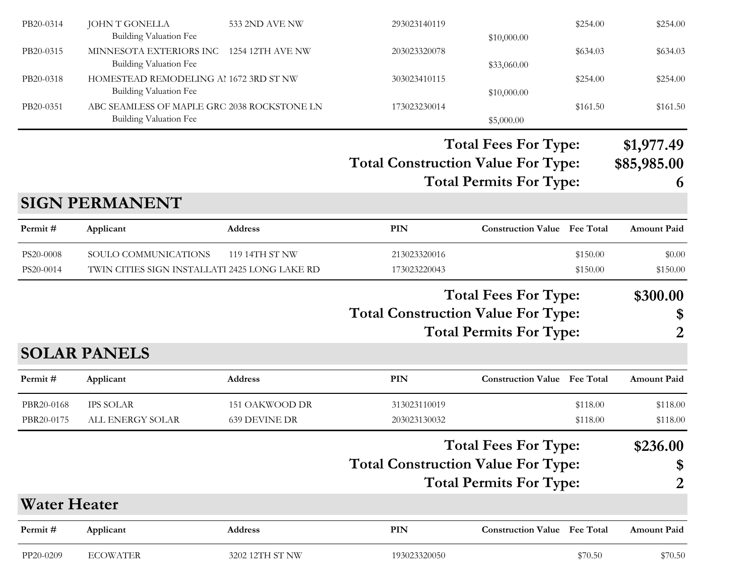| Permit # | Applicant | Address | PIN | Construction Value | Fee Total | Amount Paid |
|---|---|---|---|---|---|---|
| PB20-0314 | JOHN T GONELLA | 533 2ND AVE NW | 293023140119 | | $254.00 | $254.00 |
| | Building Valuation Fee | | | $10,000.00 | | |
| PB20-0315 | MINNESOTA EXTERIORS INC | 1254 12TH AVE NW | 203023320078 | | $634.03 | $634.03 |
| | Building Valuation Fee | | | $33,060.00 | | |
| PB20-0318 | HOMESTEAD REMODELING AI | 1672 3RD ST NW | 303023410115 | | $254.00 | $254.00 |
| | Building Valuation Fee | | | $10,000.00 | | |
| PB20-0351 | ABC SEAMLESS OF MAPLE GRC | 2038 ROCKSTONE LN | 173023230014 | | $161.50 | $161.50 |
| | Building Valuation Fee | | | $5,000.00 | | |

**Total Fees For Type:** $1,977.49
**Total Construction Value For Type:** $85,985.00
**Total Permits For Type:** 6

## SIGN PERMANENT

| Permit # | Applicant | Address | PIN | Construction Value | Fee Total | Amount Paid |
|---|---|---|---|---|---|---|
| PS20-0008 | SOULO COMMUNICATIONS | 119 14TH ST NW | 213023320016 | | $150.00 | $0.00 |
| PS20-0014 | TWIN CITIES SIGN INSTALLATI | 2425 LONG LAKE RD | 173023220043 | | $150.00 | $150.00 |

**Total Fees For Type:** $300.00
**Total Construction Value For Type:** $
**Total Permits For Type:** 2

## SOLAR PANELS

| Permit # | Applicant | Address | PIN | Construction Value | Fee Total | Amount Paid |
|---|---|---|---|---|---|---|
| PBR20-0168 | IPS SOLAR | 151 OAKWOOD DR | 313023110019 | | $118.00 | $118.00 |
| PBR20-0175 | ALL ENERGY SOLAR | 639 DEVINE DR | 203023130032 | | $118.00 | $118.00 |

**Total Fees For Type:** $236.00
**Total Construction Value For Type:** $
**Total Permits For Type:** 2

## Water Heater

| Permit # | Applicant | Address | PIN | Construction Value | Fee Total | Amount Paid |
|---|---|---|---|---|---|---|
| PP20-0209 | ECOWATER | 3202 12TH ST NW | 193023320050 | | $70.50 | $70.50 |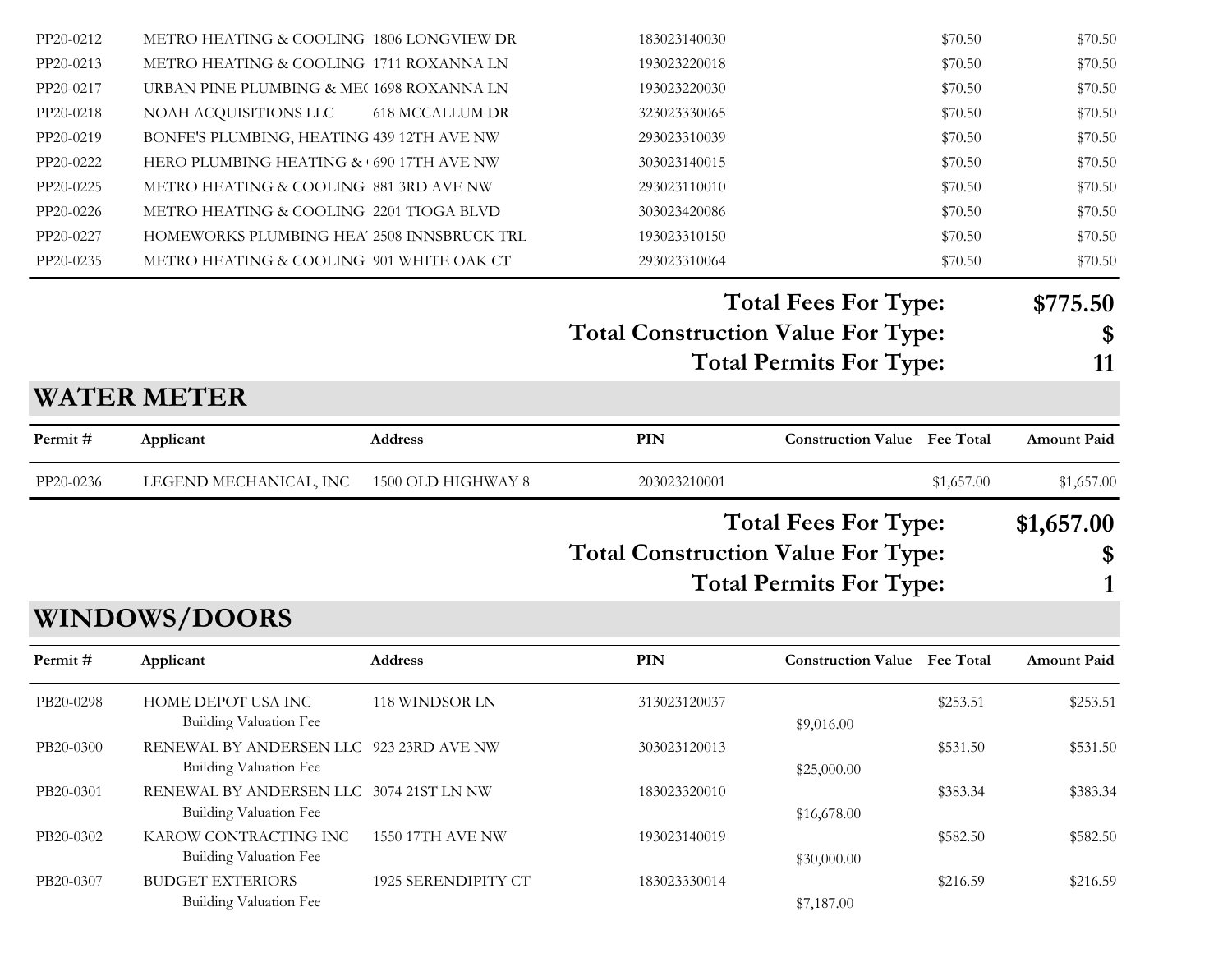| Permit # | Applicant | Address | PIN | Construction Value | Fee Total | Amount Paid |
|---|---|---|---|---|---|---|
| PP20-0212 | METRO HEATING & COOLING | 1806 LONGVIEW DR | 183023140030 | | $70.50 | $70.50 |
| PP20-0213 | METRO HEATING & COOLING | 1711 ROXANNA LN | 193023220018 | | $70.50 | $70.50 |
| PP20-0217 | URBAN PINE PLUMBING & ME( | 1698 ROXANNA LN | 193023220030 | | $70.50 | $70.50 |
| PP20-0218 | NOAH ACQUISITIONS LLC | 618 MCCALLUM DR | 323023330065 | | $70.50 | $70.50 |
| PP20-0219 | BONFE'S PLUMBING, HEATING | 439 12TH AVE NW | 293023310039 | | $70.50 | $70.50 |
| PP20-0222 | HERO PLUMBING HEATING & ( | 690 17TH AVE NW | 303023140015 | | $70.50 | $70.50 |
| PP20-0225 | METRO HEATING & COOLING | 881 3RD AVE NW | 293023110010 | | $70.50 | $70.50 |
| PP20-0226 | METRO HEATING & COOLING | 2201 TIOGA BLVD | 303023420086 | | $70.50 | $70.50 |
| PP20-0227 | HOMEWORKS PLUMBING HEA' | 2508 INNSBRUCK TRL | 193023310150 | | $70.50 | $70.50 |
| PP20-0235 | METRO HEATING & COOLING | 901 WHITE OAK CT | 293023310064 | | $70.50 | $70.50 |

**Total Fees For Type: $775.50**
**Total Construction Value For Type: $**
**Total Permits For Type: 11**

## WATER METER

| Permit # | Applicant | Address | PIN | Construction Value | Fee Total | Amount Paid |
|---|---|---|---|---|---|---|
| PP20-0236 | LEGEND MECHANICAL, INC | 1500 OLD HIGHWAY 8 | 203023210001 | | $1,657.00 | $1,657.00 |

**Total Fees For Type: $1,657.00**
**Total Construction Value For Type: $**
**Total Permits For Type: 1**

## WINDOWS/DOORS

| Permit # | Applicant | Address | PIN | Construction Value | Fee Total | Amount Paid |
|---|---|---|---|---|---|---|
| PB20-0298 | HOME DEPOT USA INC | 118 WINDSOR LN | 313023120037 | | $253.51 | $253.51 |
| | Building Valuation Fee | | | $9,016.00 | | |
| PB20-0300 | RENEWAL BY ANDERSEN LLC | 923 23RD AVE NW | 303023120013 | | $531.50 | $531.50 |
| | Building Valuation Fee | | | $25,000.00 | | |
| PB20-0301 | RENEWAL BY ANDERSEN LLC | 3074 21ST LN NW | 183023320010 | | $383.34 | $383.34 |
| | Building Valuation Fee | | | $16,678.00 | | |
| PB20-0302 | KAROW CONTRACTING INC | 1550 17TH AVE NW | 193023140019 | | $582.50 | $582.50 |
| | Building Valuation Fee | | | $30,000.00 | | |
| PB20-0307 | BUDGET EXTERIORS | 1925 SERENDIPITY CT | 183023330014 | | $216.59 | $216.59 |
| | Building Valuation Fee | | | $7,187.00 | | |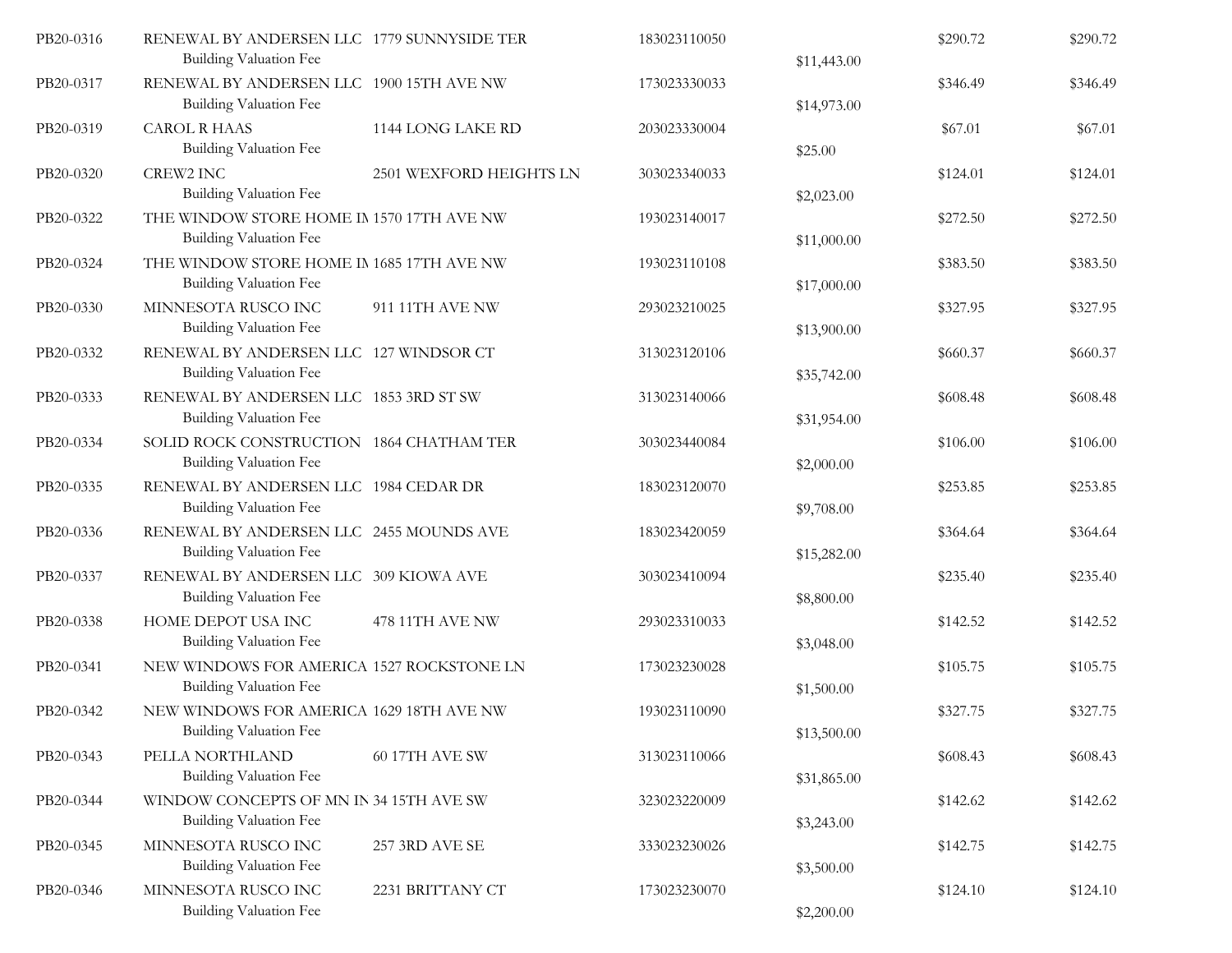| | | | | | | |
|---|---|---|---|---|---|---|
| PB20-0316 | RENEWAL BY ANDERSEN LLC | 1779 SUNNYSIDE TER | 183023110050 | | $290.72 | $290.72 |
| | Building Valuation Fee | | | $11,443.00 | | |
| PB20-0317 | RENEWAL BY ANDERSEN LLC | 1900 15TH AVE NW | 173023330033 | | $346.49 | $346.49 |
| | Building Valuation Fee | | | $14,973.00 | | |
| PB20-0319 | CAROL R HAAS | 1144 LONG LAKE RD | 203023330004 | | $67.01 | $67.01 |
| | Building Valuation Fee | | | $25.00 | | |
| PB20-0320 | CREW2 INC | 2501 WEXFORD HEIGHTS LN | 303023340033 | | $124.01 | $124.01 |
| | Building Valuation Fee | | | $2,023.00 | | |
| PB20-0322 | THE WINDOW STORE HOME IN | 1570 17TH AVE NW | 193023140017 | | $272.50 | $272.50 |
| | Building Valuation Fee | | | $11,000.00 | | |
| PB20-0324 | THE WINDOW STORE HOME IN | 1685 17TH AVE NW | 193023110108 | | $383.50 | $383.50 |
| | Building Valuation Fee | | | $17,000.00 | | |
| PB20-0330 | MINNESOTA RUSCO INC | 911 11TH AVE NW | 293023210025 | | $327.95 | $327.95 |
| | Building Valuation Fee | | | $13,900.00 | | |
| PB20-0332 | RENEWAL BY ANDERSEN LLC | 127 WINDSOR CT | 313023120106 | | $660.37 | $660.37 |
| | Building Valuation Fee | | | $35,742.00 | | |
| PB20-0333 | RENEWAL BY ANDERSEN LLC | 1853 3RD ST SW | 313023140066 | | $608.48 | $608.48 |
| | Building Valuation Fee | | | $31,954.00 | | |
| PB20-0334 | SOLID ROCK CONSTRUCTION | 1864 CHATHAM TER | 303023440084 | | $106.00 | $106.00 |
| | Building Valuation Fee | | | $2,000.00 | | |
| PB20-0335 | RENEWAL BY ANDERSEN LLC | 1984 CEDAR DR | 183023120070 | | $253.85 | $253.85 |
| | Building Valuation Fee | | | $9,708.00 | | |
| PB20-0336 | RENEWAL BY ANDERSEN LLC | 2455 MOUNDS AVE | 183023420059 | | $364.64 | $364.64 |
| | Building Valuation Fee | | | $15,282.00 | | |
| PB20-0337 | RENEWAL BY ANDERSEN LLC | 309 KIOWA AVE | 303023410094 | | $235.40 | $235.40 |
| | Building Valuation Fee | | | $8,800.00 | | |
| PB20-0338 | HOME DEPOT USA INC | 478 11TH AVE NW | 293023310033 | | $142.52 | $142.52 |
| | Building Valuation Fee | | | $3,048.00 | | |
| PB20-0341 | NEW WINDOWS FOR AMERICA | 1527 ROCKSTONE LN | 173023230028 | | $105.75 | $105.75 |
| | Building Valuation Fee | | | $1,500.00 | | |
| PB20-0342 | NEW WINDOWS FOR AMERICA | 1629 18TH AVE NW | 193023110090 | | $327.75 | $327.75 |
| | Building Valuation Fee | | | $13,500.00 | | |
| PB20-0343 | PELLA NORTHLAND | 60 17TH AVE SW | 313023110066 | | $608.43 | $608.43 |
| | Building Valuation Fee | | | $31,865.00 | | |
| PB20-0344 | WINDOW CONCEPTS OF MN IN | 34 15TH AVE SW | 323023220009 | | $142.62 | $142.62 |
| | Building Valuation Fee | | | $3,243.00 | | |
| PB20-0345 | MINNESOTA RUSCO INC | 257 3RD AVE SE | 333023230026 | | $142.75 | $142.75 |
| | Building Valuation Fee | | | $3,500.00 | | |
| PB20-0346 | MINNESOTA RUSCO INC | 2231 BRITTANY CT | 173023230070 | | $124.10 | $124.10 |
| | Building Valuation Fee | | | $2,200.00 | | |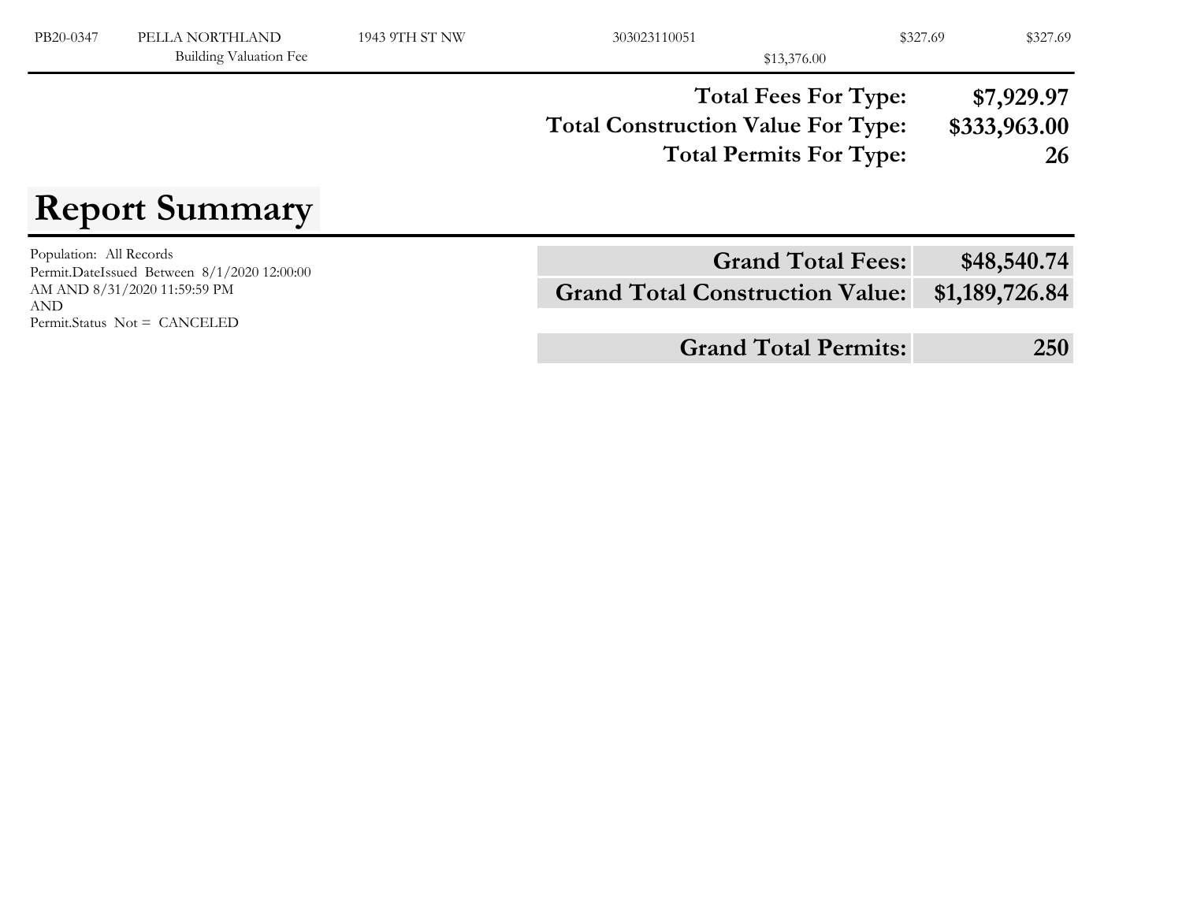| | | | | | |
|---|---|---|---|---|---|
| PB20-0347 | PELLA NORTHLAND | 1943 9TH ST NW | 303023110051 | $327.69 | $327.69 |
| | Building Valuation Fee | | $13,376.00 | | |

| | |
|---|---|
| **Total Fees For Type:** | **$7,929.97** |
| **Total Construction Value For Type:** | **$333,963.00** |
| **Total Permits For Type:** | **26** |

# Report Summary

Population: All Records
Permit.DateIssued Between 8/1/2020 12:00:00 AM AND 8/31/2020 11:59:59 PM
AND
Permit.Status Not = CANCELED

| | |
|---|---|
| **Grand Total Fees:** | **$48,540.74** |
| **Grand Total Construction Value:** | **$1,189,726.84** |
| **Grand Total Permits:** | **250** |